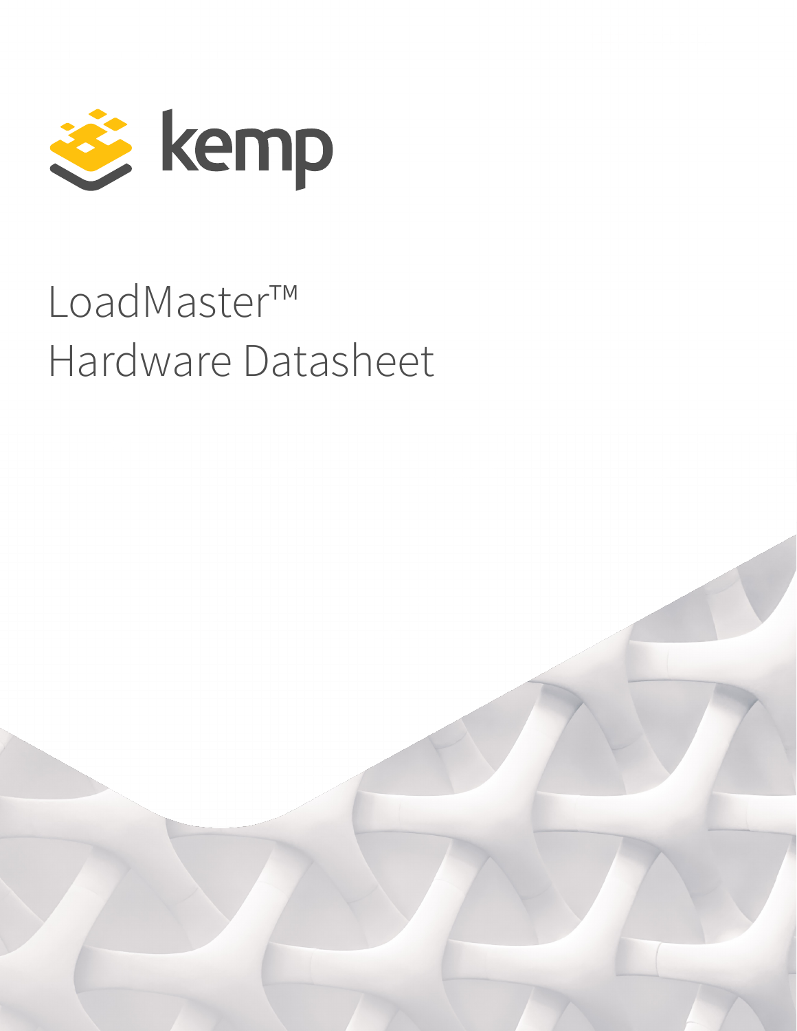kemp

# LoadMaster™ Hardware Datasheet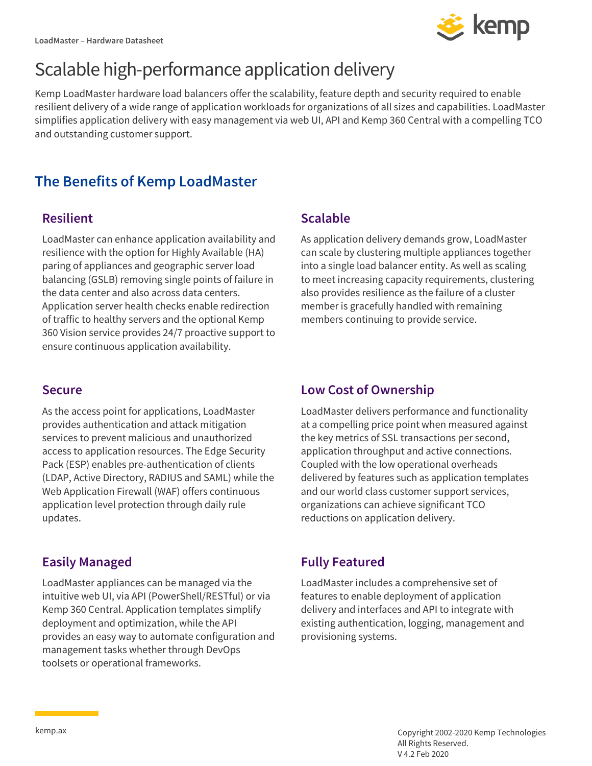# Scalable high-performance application delivery

Kemp LoadMaster hardware load balancers offer the scalability, feature depth and security required to enable resilient delivery of a wide range of application workloads for organizations of all sizes and capabilities. LoadMaster simplifies application delivery with easy management via web UI, API and Kemp 360 Central with a compelling TCO and outstanding customer support.

## The Benefits of Kemp LoadMaster

### Resilient

LoadMaster can enhance application availability and resilience with the option for Highly Available (HA) paring of appliances and geographic server load balancing (GSLB) removing single points of failure in the data center and also across data centers. Application server health checks enable redirection of traffic to healthy servers and the optional Kemp 360 Vision service provides 24/7 proactive support to ensure continuous application availability.

### Scalable

As application delivery demands grow, LoadMaster can scale by clustering multiple appliances together into a single load balancer entity. As well as scaling to meet increasing capacity requirements, clustering also provides resilience as the failure of a cluster member is gracefully handled with remaining members continuing to provide service.

### Secure

As the access point for applications, LoadMaster provides authentication and attack mitigation services to prevent malicious and unauthorized access to application resources. The Edge Security Pack (ESP) enables pre-authentication of clients (LDAP, Active Directory, RADIUS and SAML) while the Web Application Firewall (WAF) offers continuous application level protection through daily rule updates.

### Low Cost of Ownership

LoadMaster delivers performance and functionality at a compelling price point when measured against the key metrics of SSL transactions per second, application throughput and active connections. Coupled with the low operational overheads delivered by features such as application templates and our world class customer support services, organizations can achieve significant TCO reductions on application delivery.

### Easily Managed

LoadMaster appliances can be managed via the intuitive web UI, via API (PowerShell/RESTful) or via Kemp 360 Central. Application templates simplify deployment and optimization, while the API provides an easy way to automate configuration and management tasks whether through DevOps toolsets or operational frameworks.

### Fully Featured

LoadMaster includes a comprehensive set of features to enable deployment of application delivery and interfaces and API to integrate with existing authentication, logging, management and provisioning systems.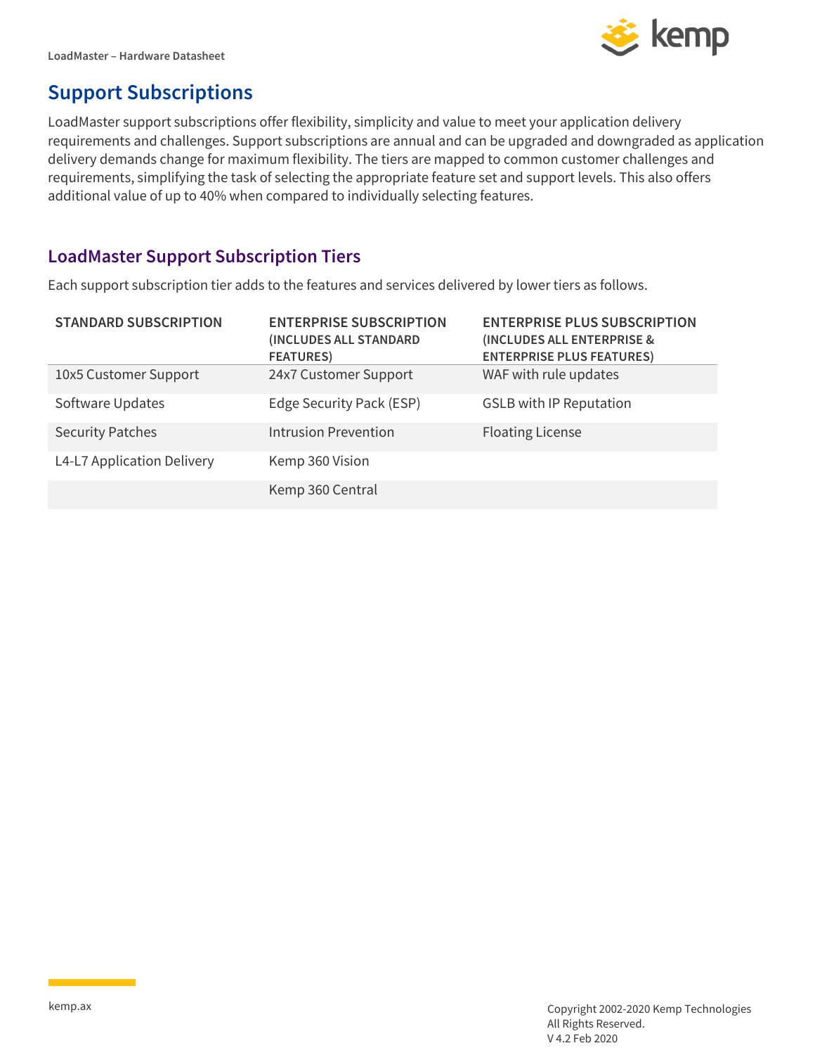## Support Subscriptions

LoadMaster support subscriptions offer flexibility, simplicity and value to meet your application delivery requirements and challenges. Support subscriptions are annual and can be upgraded and downgraded as application delivery demands change for maximum flexibility. The tiers are mapped to common customer challenges and requirements, simplifying the task of selecting the appropriate feature set and support levels. This also offers additional value of up to 40% when compared to individually selecting features.

### LoadMaster Support Subscription Tiers

Each support subscription tier adds to the features and services delivered by lower tiers as follows.

| STANDARD SUBSCRIPTION | ENTERPRISE SUBSCRIPTION (INCLUDES ALL STANDARD FEATURES) | ENTERPRISE PLUS SUBSCRIPTION (INCLUDES ALL ENTERPRISE & ENTERPRISE PLUS FEATURES) |
|---|---|---|
| 10x5 Customer Support | 24x7 Customer Support | WAF with rule updates |
| Software Updates | Edge Security Pack (ESP) | GSLB with IP Reputation |
| Security Patches | Intrusion Prevention | Floating License |
| L4-L7 Application Delivery | Kemp 360 Vision | |
| | Kemp 360 Central | |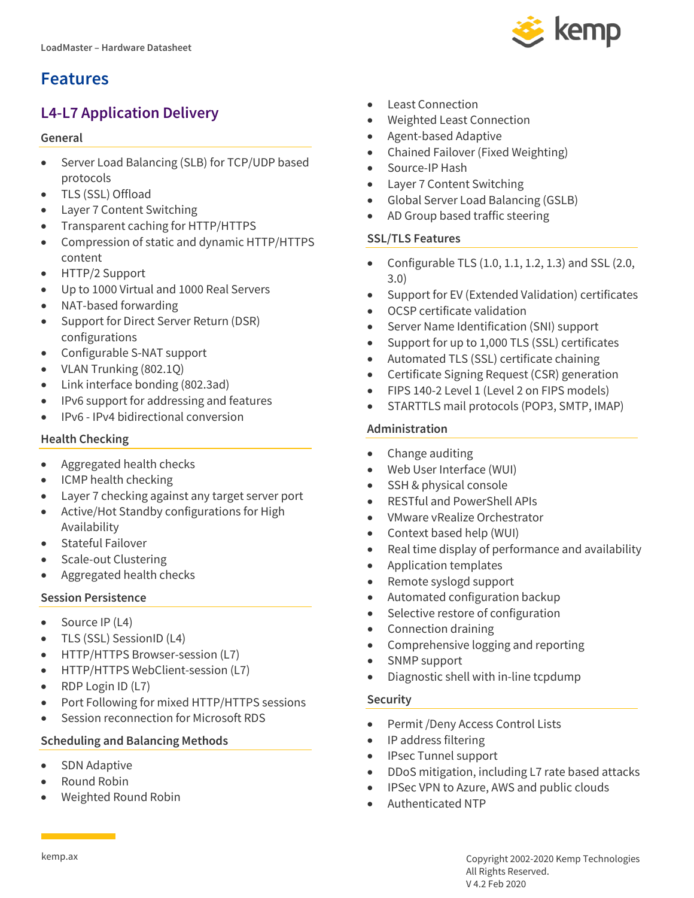# Features

## L4-L7 Application Delivery

### General

- Server Load Balancing (SLB) for TCP/UDP based protocols
- TLS (SSL) Offload
- Layer 7 Content Switching
- Transparent caching for HTTP/HTTPS
- Compression of static and dynamic HTTP/HTTPS content
- HTTP/2 Support
- Up to 1000 Virtual and 1000 Real Servers
- NAT-based forwarding
- Support for Direct Server Return (DSR) configurations
- Configurable S-NAT support
- VLAN Trunking (802.1Q)
- Link interface bonding (802.3ad)
- IPv6 support for addressing and features
- IPv6 - IPv4 bidirectional conversion

### Health Checking

- Aggregated health checks
- ICMP health checking
- Layer 7 checking against any target server port
- Active/Hot Standby configurations for High Availability
- Stateful Failover
- Scale-out Clustering
- Aggregated health checks

### Session Persistence

- Source IP (L4)
- TLS (SSL) SessionID (L4)
- HTTP/HTTPS Browser-session (L7)
- HTTP/HTTPS WebClient-session (L7)
- RDP Login ID (L7)
- Port Following for mixed HTTP/HTTPS sessions
- Session reconnection for Microsoft RDS

### Scheduling and Balancing Methods

- SDN Adaptive
- Round Robin
- Weighted Round Robin
- Least Connection
- Weighted Least Connection
- Agent-based Adaptive
- Chained Failover (Fixed Weighting)
- Source-IP Hash
- Layer 7 Content Switching
- Global Server Load Balancing (GSLB)
- AD Group based traffic steering

### SSL/TLS Features

- Configurable TLS (1.0, 1.1, 1.2, 1.3) and SSL (2.0, 3.0)
- Support for EV (Extended Validation) certificates
- OCSP certificate validation
- Server Name Identification (SNI) support
- Support for up to 1,000 TLS (SSL) certificates
- Automated TLS (SSL) certificate chaining
- Certificate Signing Request (CSR) generation
- FIPS 140-2 Level 1 (Level 2 on FIPS models)
- STARTTLS mail protocols (POP3, SMTP, IMAP)

### Administration

- Change auditing
- Web User Interface (WUI)
- SSH & physical console
- RESTful and PowerShell APIs
- VMware vRealize Orchestrator
- Context based help (WUI)
- Real time display of performance and availability
- Application templates
- Remote syslogd support
- Automated configuration backup
- Selective restore of configuration
- Connection draining
- Comprehensive logging and reporting
- SNMP support
- Diagnostic shell with in-line tcpdump

### Security

- Permit /Deny Access Control Lists
- IP address filtering
- IPsec Tunnel support
- DDoS mitigation, including L7 rate based attacks
- IPSec VPN to Azure, AWS and public clouds
- Authenticated NTP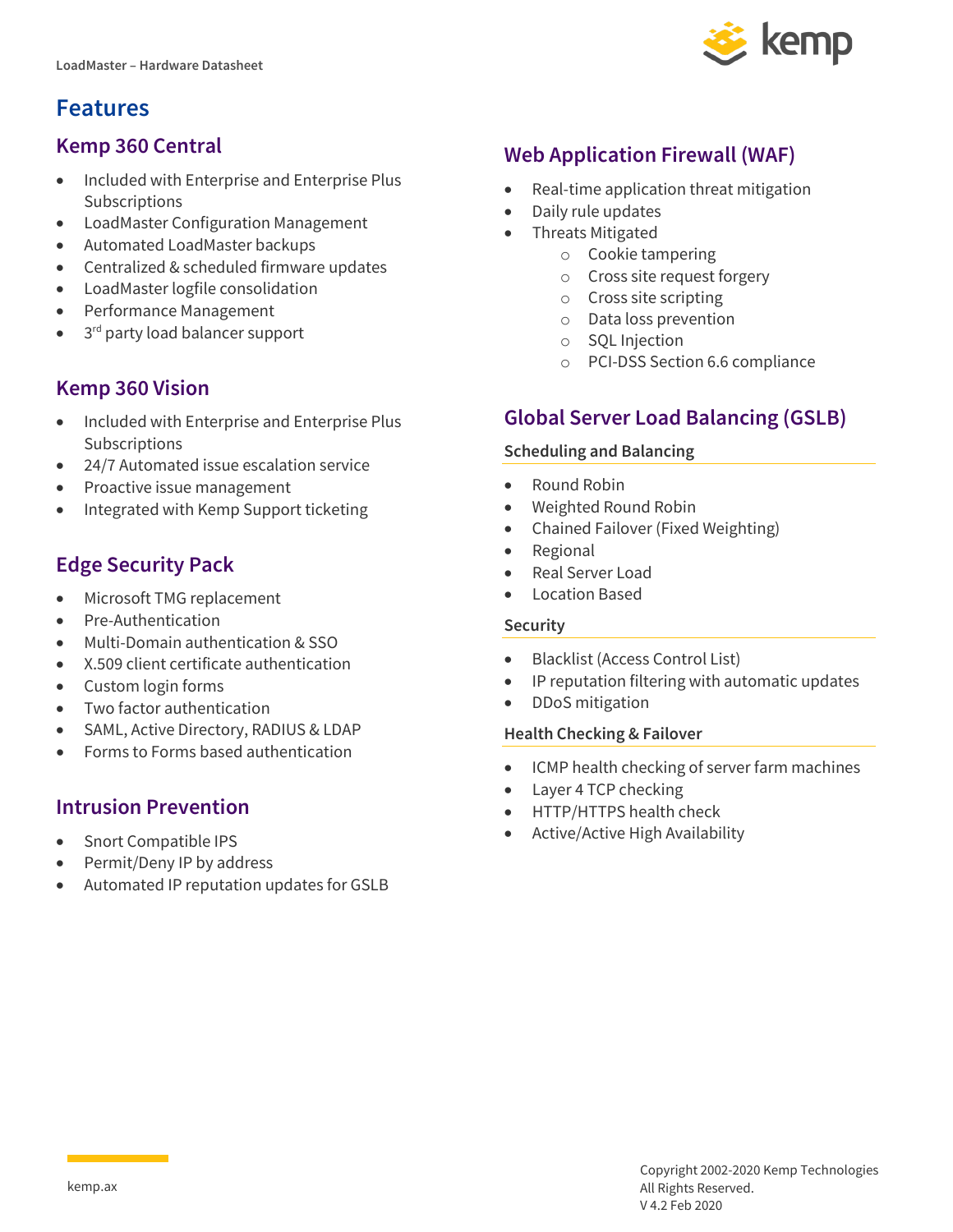# Features

## Kemp 360 Central

- Included with Enterprise and Enterprise Plus Subscriptions
- LoadMaster Configuration Management
- Automated LoadMaster backups
- Centralized & scheduled firmware updates
- LoadMaster logfile consolidation
- Performance Management
- 3rd party load balancer support

## Kemp 360 Vision

- Included with Enterprise and Enterprise Plus Subscriptions
- 24/7 Automated issue escalation service
- Proactive issue management
- Integrated with Kemp Support ticketing

## Edge Security Pack

- Microsoft TMG replacement
- Pre-Authentication
- Multi-Domain authentication & SSO
- X.509 client certificate authentication
- Custom login forms
- Two factor authentication
- SAML, Active Directory, RADIUS & LDAP
- Forms to Forms based authentication

## Intrusion Prevention

- Snort Compatible IPS
- Permit/Deny IP by address
- Automated IP reputation updates for GSLB

## Web Application Firewall (WAF)

- Real-time application threat mitigation
- Daily rule updates
- Threats Mitigated
  - Cookie tampering
  - Cross site request forgery
  - Cross site scripting
  - Data loss prevention
  - SQL Injection
  - PCI-DSS Section 6.6 compliance

## Global Server Load Balancing (GSLB)

### Scheduling and Balancing

- Round Robin
- Weighted Round Robin
- Chained Failover (Fixed Weighting)
- Regional
- Real Server Load
- Location Based

### Security

- Blacklist (Access Control List)
- IP reputation filtering with automatic updates
- DDoS mitigation

### Health Checking & Failover

- ICMP health checking of server farm machines
- Layer 4 TCP checking
- HTTP/HTTPS health check
- Active/Active High Availability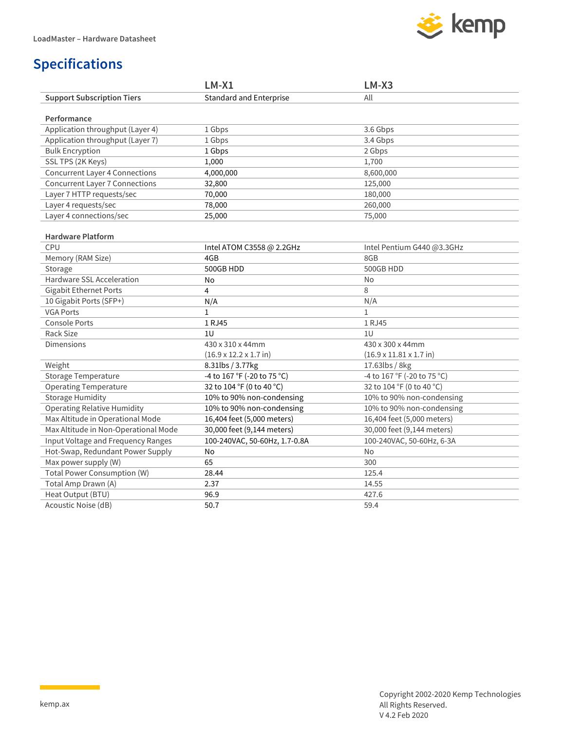## Specifications

| | LM-X1 | LM-X3 |
|---|---|---|
| **Support Subscription Tiers** | Standard and Enterprise | All |
| **Performance** | | |
| Application throughput (Layer 4) | 1 Gbps | 3.6 Gbps |
| Application throughput (Layer 7) | 1 Gbps | 3.4 Gbps |
| Bulk Encryption | 1 Gbps | 2 Gbps |
| SSL TPS (2K Keys) | 1,000 | 1,700 |
| Concurrent Layer 4 Connections | 4,000,000 | 8,600,000 |
| Concurrent Layer 7 Connections | 32,800 | 125,000 |
| Layer 7 HTTP requests/sec | 70,000 | 180,000 |
| Layer 4 requests/sec | 78,000 | 260,000 |
| Layer 4 connections/sec | 25,000 | 75,000 |
| **Hardware Platform** | | |
| CPU | Intel ATOM C3558 @ 2.2GHz | Intel Pentium G440 @3.3GHz |
| Memory (RAM Size) | 4GB | 8GB |
| Storage | 500GB HDD | 500GB HDD |
| Hardware SSL Acceleration | No | No |
| Gigabit Ethernet Ports | 4 | 8 |
| 10 Gigabit Ports (SFP+) | N/A | N/A |
| VGA Ports | 1 | 1 |
| Console Ports | 1 RJ45 | 1 RJ45 |
| Rack Size | 1U | 1U |
| Dimensions | 430 x 310 x 44mm (16.9 x 12.2 x 1.7 in) | 430 x 300 x 44mm (16.9 x 11.81 x 1.7 in) |
| Weight | 8.31lbs / 3.77kg | 17.63lbs / 8kg |
| Storage Temperature | -4 to 167 °F (-20 to 75 °C) | -4 to 167 °F (-20 to 75 °C) |
| Operating Temperature | 32 to 104 °F (0 to 40 °C) | 32 to 104 °F (0 to 40 °C) |
| Storage Humidity | 10% to 90% non-condensing | 10% to 90% non-condensing |
| Operating Relative Humidity | 10% to 90% non-condensing | 10% to 90% non-condensing |
| Max Altitude in Operational Mode | 16,404 feet (5,000 meters) | 16,404 feet (5,000 meters) |
| Max Altitude in Non-Operational Mode | 30,000 feet (9,144 meters) | 30,000 feet (9,144 meters) |
| Input Voltage and Frequency Ranges | 100-240VAC, 50-60Hz, 1.7-0.8A | 100-240VAC, 50-60Hz, 6-3A |
| Hot-Swap, Redundant Power Supply | No | No |
| Max power supply (W) | 65 | 300 |
| Total Power Consumption (W) | 28.44 | 125.4 |
| Total Amp Drawn (A) | 2.37 | 14.55 |
| Heat Output (BTU) | 96.9 | 427.6 |
| Acoustic Noise (dB) | 50.7 | 59.4 |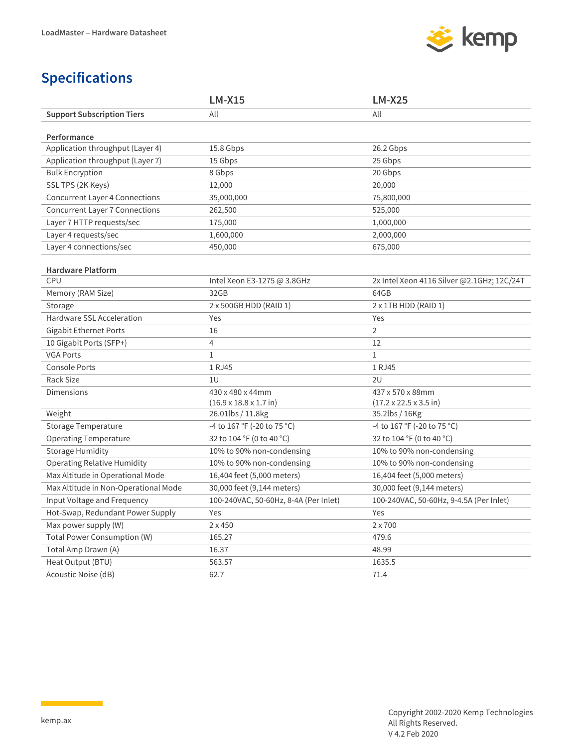## Specifications

| | LM-X15 | LM-X25 |
|---|---|---|
| **Support Subscription Tiers** | All | All |
| **Performance** | | |
| Application throughput (Layer 4) | 15.8 Gbps | 26.2 Gbps |
| Application throughput (Layer 7) | 15 Gbps | 25 Gbps |
| Bulk Encryption | 8 Gbps | 20 Gbps |
| SSL TPS (2K Keys) | 12,000 | 20,000 |
| Concurrent Layer 4 Connections | 35,000,000 | 75,800,000 |
| Concurrent Layer 7 Connections | 262,500 | 525,000 |
| Layer 7 HTTP requests/sec | 175,000 | 1,000,000 |
| Layer 4 requests/sec | 1,600,000 | 2,000,000 |
| Layer 4 connections/sec | 450,000 | 675,000 |
| **Hardware Platform** | | |
| CPU | Intel Xeon E3-1275 @ 3.8GHz | 2x Intel Xeon 4116 Silver @2.1GHz; 12C/24T |
| Memory (RAM Size) | 32GB | 64GB |
| Storage | 2 x 500GB HDD (RAID 1) | 2 x 1TB HDD (RAID 1) |
| Hardware SSL Acceleration | Yes | Yes |
| Gigabit Ethernet Ports | 16 | 2 |
| 10 Gigabit Ports (SFP+) | 4 | 12 |
| VGA Ports | 1 | 1 |
| Console Ports | 1 RJ45 | 1 RJ45 |
| Rack Size | 1U | 2U |
| Dimensions | 430 x 480 x 44mm (16.9 x 18.8 x 1.7 in) | 437 x 570 x 88mm (17.2 x 22.5 x 3.5 in) |
| Weight | 26.01lbs / 11.8kg | 35.2lbs / 16Kg |
| Storage Temperature | -4 to 167 °F (-20 to 75 °C) | -4 to 167 °F (-20 to 75 °C) |
| Operating Temperature | 32 to 104 °F (0 to 40 °C) | 32 to 104 °F (0 to 40 °C) |
| Storage Humidity | 10% to 90% non-condensing | 10% to 90% non-condensing |
| Operating Relative Humidity | 10% to 90% non-condensing | 10% to 90% non-condensing |
| Max Altitude in Operational Mode | 16,404 feet (5,000 meters) | 16,404 feet (5,000 meters) |
| Max Altitude in Non-Operational Mode | 30,000 feet (9,144 meters) | 30,000 feet (9,144 meters) |
| Input Voltage and Frequency | 100-240VAC, 50-60Hz, 8-4A (Per Inlet) | 100-240VAC, 50-60Hz, 9-4.5A (Per Inlet) |
| Hot-Swap, Redundant Power Supply | Yes | Yes |
| Max power supply (W) | 2 x 450 | 2 x 700 |
| Total Power Consumption (W) | 165.27 | 479.6 |
| Total Amp Drawn (A) | 16.37 | 48.99 |
| Heat Output (BTU) | 563.57 | 1635.5 |
| Acoustic Noise (dB) | 62.7 | 71.4 |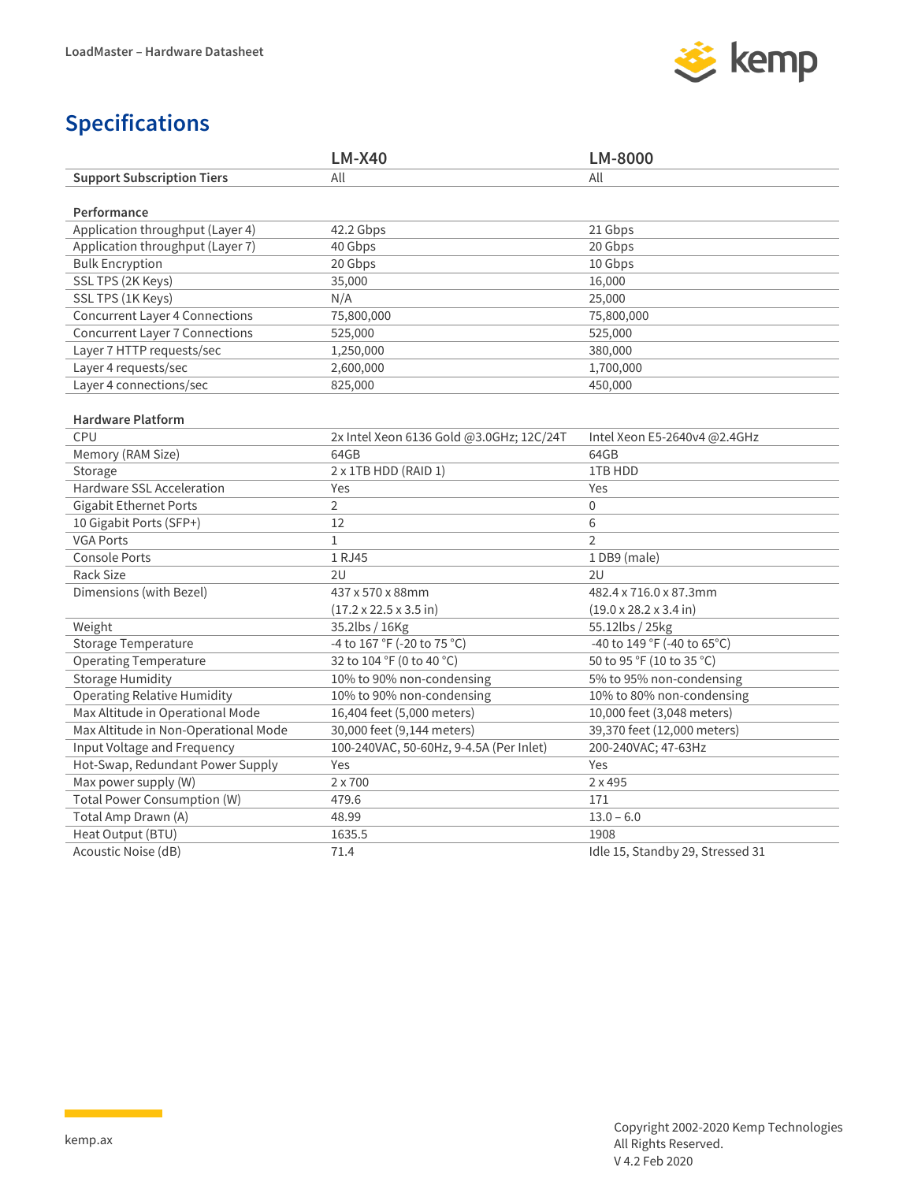## Specifications

| | LM-X40 | LM-8000 |
|---|---|---|
| **Support Subscription Tiers** | All | All |
| **Performance** | | |
| Application throughput (Layer 4) | 42.2 Gbps | 21 Gbps |
| Application throughput (Layer 7) | 40 Gbps | 20 Gbps |
| Bulk Encryption | 20 Gbps | 10 Gbps |
| SSL TPS (2K Keys) | 35,000 | 16,000 |
| SSL TPS (1K Keys) | N/A | 25,000 |
| Concurrent Layer 4 Connections | 75,800,000 | 75,800,000 |
| Concurrent Layer 7 Connections | 525,000 | 525,000 |
| Layer 7 HTTP requests/sec | 1,250,000 | 380,000 |
| Layer 4 requests/sec | 2,600,000 | 1,700,000 |
| Layer 4 connections/sec | 825,000 | 450,000 |
| **Hardware Platform** | | |
| CPU | 2x Intel Xeon 6136 Gold @3.0GHz; 12C/24T | Intel Xeon E5-2640v4 @2.4GHz |
| Memory (RAM Size) | 64GB | 64GB |
| Storage | 2 x 1TB HDD (RAID 1) | 1TB HDD |
| Hardware SSL Acceleration | Yes | Yes |
| Gigabit Ethernet Ports | 2 | 0 |
| 10 Gigabit Ports (SFP+) | 12 | 6 |
| VGA Ports | 1 | 2 |
| Console Ports | 1 RJ45 | 1 DB9 (male) |
| Rack Size | 2U | 2U |
| Dimensions (with Bezel) | 437 x 570 x 88mm (17.2 x 22.5 x 3.5 in) | 482.4 x 716.0 x 87.3mm (19.0 x 28.2 x 3.4 in) |
| Weight | 35.2lbs / 16Kg | 55.12lbs / 25kg |
| Storage Temperature | -4 to 167 °F (-20 to 75 °C) | -40 to 149 °F (-40 to 65°C) |
| Operating Temperature | 32 to 104 °F (0 to 40 °C) | 50 to 95 °F (10 to 35 °C) |
| Storage Humidity | 10% to 90% non-condensing | 5% to 95% non-condensing |
| Operating Relative Humidity | 10% to 90% non-condensing | 10% to 80% non-condensing |
| Max Altitude in Operational Mode | 16,404 feet (5,000 meters) | 10,000 feet (3,048 meters) |
| Max Altitude in Non-Operational Mode | 30,000 feet (9,144 meters) | 39,370 feet (12,000 meters) |
| Input Voltage and Frequency | 100-240VAC, 50-60Hz, 9-4.5A (Per Inlet) | 200-240VAC; 47-63Hz |
| Hot-Swap, Redundant Power Supply | Yes | Yes |
| Max power supply (W) | 2 x 700 | 2 x 495 |
| Total Power Consumption (W) | 479.6 | 171 |
| Total Amp Drawn (A) | 48.99 | 13.0 – 6.0 |
| Heat Output (BTU) | 1635.5 | 1908 |
| Acoustic Noise (dB) | 71.4 | Idle 15, Standby 29, Stressed 31 |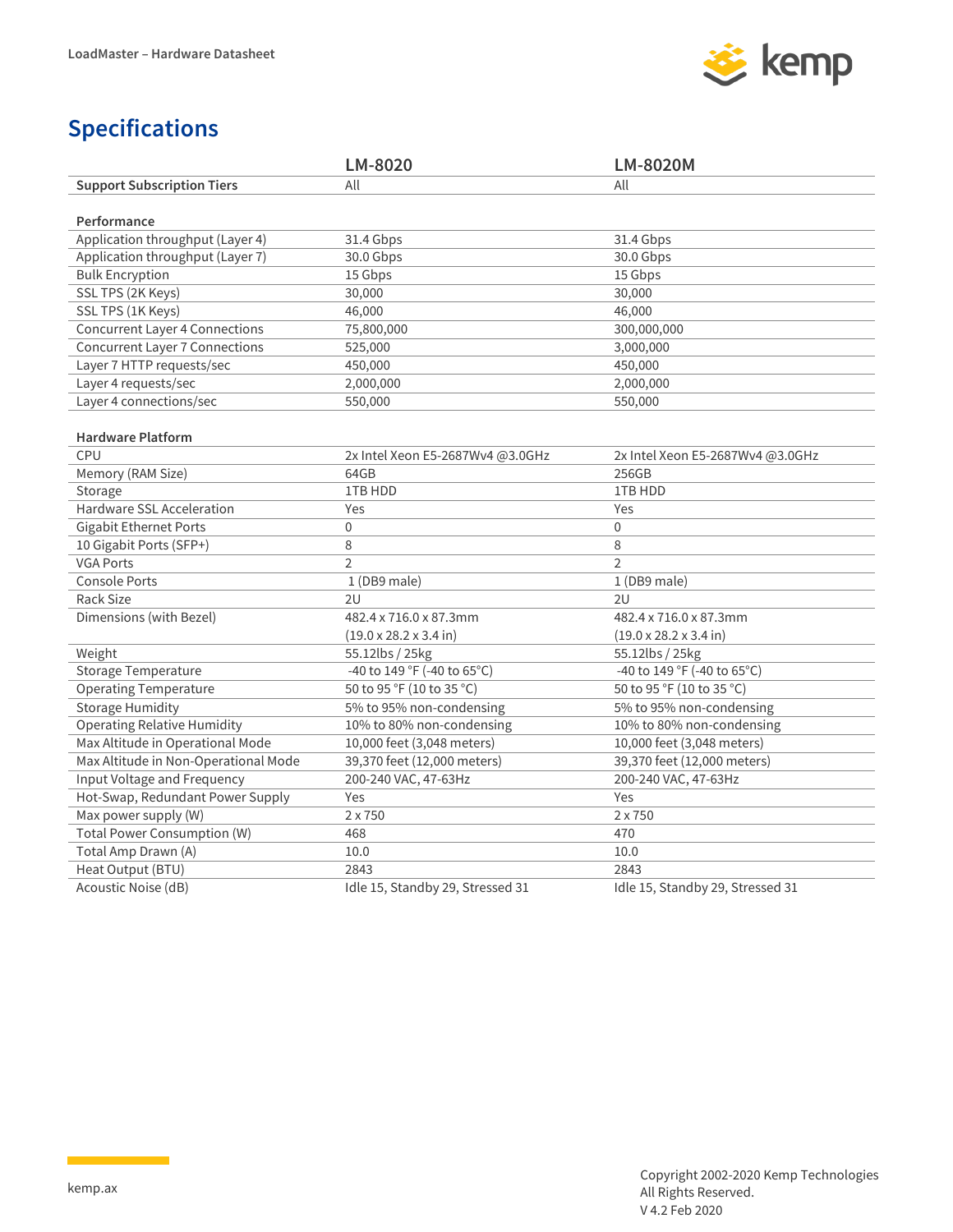## Specifications

| | LM-8020 | LM-8020M |
|---|---|---|
| **Support Subscription Tiers** | All | All |
| **Performance** | | |
| Application throughput (Layer 4) | 31.4 Gbps | 31.4 Gbps |
| Application throughput (Layer 7) | 30.0 Gbps | 30.0 Gbps |
| Bulk Encryption | 15 Gbps | 15 Gbps |
| SSL TPS (2K Keys) | 30,000 | 30,000 |
| SSL TPS (1K Keys) | 46,000 | 46,000 |
| Concurrent Layer 4 Connections | 75,800,000 | 300,000,000 |
| Concurrent Layer 7 Connections | 525,000 | 3,000,000 |
| Layer 7 HTTP requests/sec | 450,000 | 450,000 |
| Layer 4 requests/sec | 2,000,000 | 2,000,000 |
| Layer 4 connections/sec | 550,000 | 550,000 |
| **Hardware Platform** | | |
| CPU | 2x Intel Xeon E5-2687Wv4 @3.0GHz | 2x Intel Xeon E5-2687Wv4 @3.0GHz |
| Memory (RAM Size) | 64GB | 256GB |
| Storage | 1TB HDD | 1TB HDD |
| Hardware SSL Acceleration | Yes | Yes |
| Gigabit Ethernet Ports | 0 | 0 |
| 10 Gigabit Ports (SFP+) | 8 | 8 |
| VGA Ports | 2 | 2 |
| Console Ports | 1 (DB9 male) | 1 (DB9 male) |
| Rack Size | 2U | 2U |
| Dimensions (with Bezel) | 482.4 x 716.0 x 87.3mm (19.0 x 28.2 x 3.4 in) | 482.4 x 716.0 x 87.3mm (19.0 x 28.2 x 3.4 in) |
| Weight | 55.12lbs / 25kg | 55.12lbs / 25kg |
| Storage Temperature | -40 to 149 °F (-40 to 65°C) | -40 to 149 °F (-40 to 65°C) |
| Operating Temperature | 50 to 95 °F (10 to 35 °C) | 50 to 95 °F (10 to 35 °C) |
| Storage Humidity | 5% to 95% non-condensing | 5% to 95% non-condensing |
| Operating Relative Humidity | 10% to 80% non-condensing | 10% to 80% non-condensing |
| Max Altitude in Operational Mode | 10,000 feet (3,048 meters) | 10,000 feet (3,048 meters) |
| Max Altitude in Non-Operational Mode | 39,370 feet (12,000 meters) | 39,370 feet (12,000 meters) |
| Input Voltage and Frequency | 200-240 VAC, 47-63Hz | 200-240 VAC, 47-63Hz |
| Hot-Swap, Redundant Power Supply | Yes | Yes |
| Max power supply (W) | 2 x 750 | 2 x 750 |
| Total Power Consumption (W) | 468 | 470 |
| Total Amp Drawn (A) | 10.0 | 10.0 |
| Heat Output (BTU) | 2843 | 2843 |
| Acoustic Noise (dB) | Idle 15, Standby 29, Stressed 31 | Idle 15, Standby 29, Stressed 31 |

kemp.ax

Copyright 2002-2020 Kemp Technologies
All Rights Reserved.
V 4.2 Feb 2020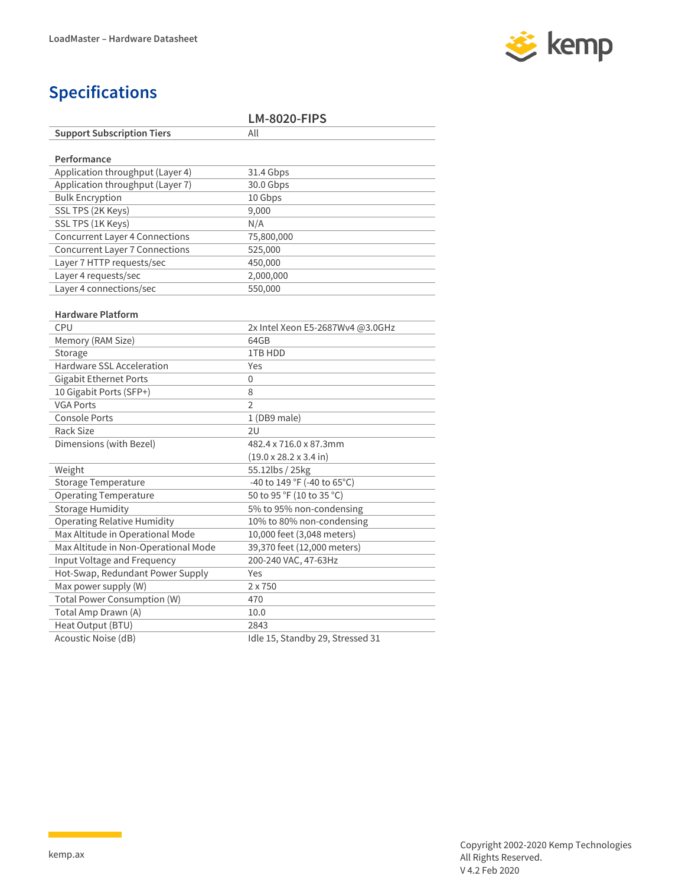## Specifications

| | LM-8020-FIPS |
|---|---|
| **Support Subscription Tiers** | All |
| **Performance** | |
| Application throughput (Layer 4) | 31.4 Gbps |
| Application throughput (Layer 7) | 30.0 Gbps |
| Bulk Encryption | 10 Gbps |
| SSL TPS (2K Keys) | 9,000 |
| SSL TPS (1K Keys) | N/A |
| Concurrent Layer 4 Connections | 75,800,000 |
| Concurrent Layer 7 Connections | 525,000 |
| Layer 7 HTTP requests/sec | 450,000 |
| Layer 4 requests/sec | 2,000,000 |
| Layer 4 connections/sec | 550,000 |
| **Hardware Platform** | |
| CPU | 2x Intel Xeon E5-2687Wv4 @3.0GHz |
| Memory (RAM Size) | 64GB |
| Storage | 1TB HDD |
| Hardware SSL Acceleration | Yes |
| Gigabit Ethernet Ports | 0 |
| 10 Gigabit Ports (SFP+) | 8 |
| VGA Ports | 2 |
| Console Ports | 1 (DB9 male) |
| Rack Size | 2U |
| Dimensions (with Bezel) | 482.4 x 716.0 x 87.3mm (19.0 x 28.2 x 3.4 in) |
| Weight | 55.12lbs / 25kg |
| Storage Temperature | -40 to 149 °F (-40 to 65°C) |
| Operating Temperature | 50 to 95 °F (10 to 35 °C) |
| Storage Humidity | 5% to 95% non-condensing |
| Operating Relative Humidity | 10% to 80% non-condensing |
| Max Altitude in Operational Mode | 10,000 feet (3,048 meters) |
| Max Altitude in Non-Operational Mode | 39,370 feet (12,000 meters) |
| Input Voltage and Frequency | 200-240 VAC, 47-63Hz |
| Hot-Swap, Redundant Power Supply | Yes |
| Max power supply (W) | 2 x 750 |
| Total Power Consumption (W) | 470 |
| Total Amp Drawn (A) | 10.0 |
| Heat Output (BTU) | 2843 |
| Acoustic Noise (dB) | Idle 15, Standby 29, Stressed 31 |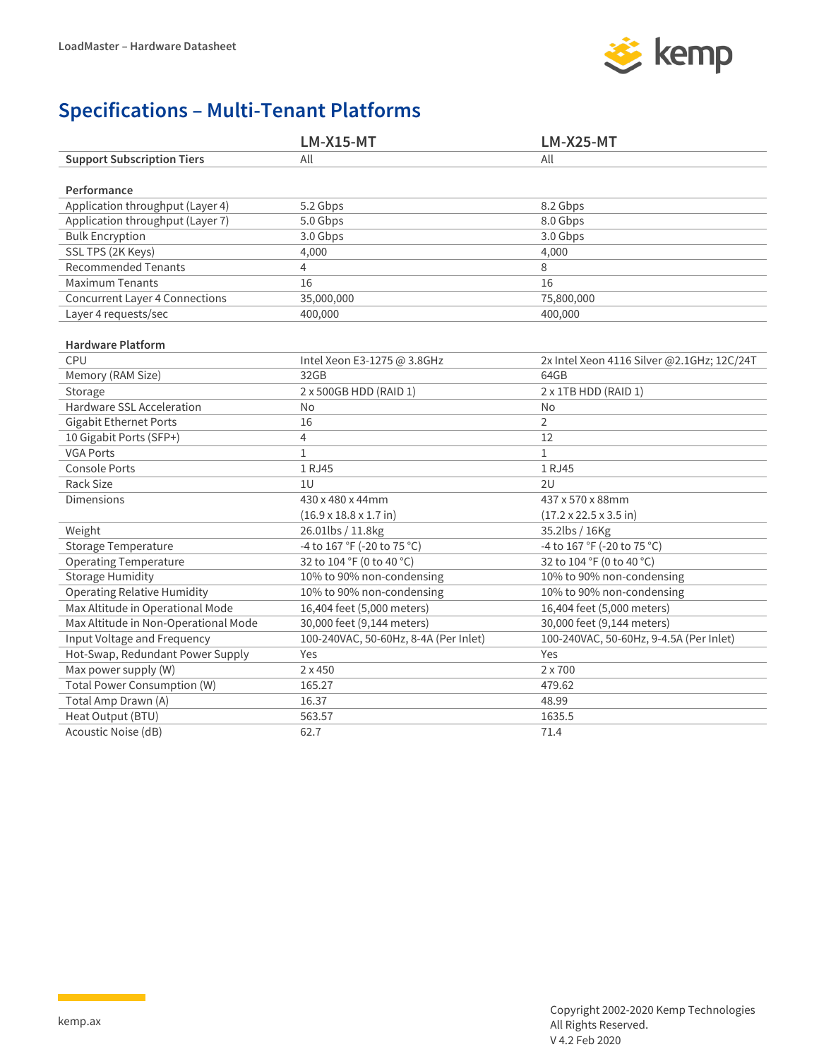# Specifications – Multi-Tenant Platforms

| | LM-X15-MT | LM-X25-MT |
|---|---|---|
| **Support Subscription Tiers** | All | All |
| | | |
| **Performance** | | |
| Application throughput (Layer 4) | 5.2 Gbps | 8.2 Gbps |
| Application throughput (Layer 7) | 5.0 Gbps | 8.0 Gbps |
| Bulk Encryption | 3.0 Gbps | 3.0 Gbps |
| SSL TPS (2K Keys) | 4,000 | 4,000 |
| Recommended Tenants | 4 | 8 |
| Maximum Tenants | 16 | 16 |
| Concurrent Layer 4 Connections | 35,000,000 | 75,800,000 |
| Layer 4 requests/sec | 400,000 | 400,000 |
| | | |
| **Hardware Platform** | | |
| CPU | Intel Xeon E3-1275 @ 3.8GHz | 2x Intel Xeon 4116 Silver @2.1GHz; 12C/24T |
| Memory (RAM Size) | 32GB | 64GB |
| Storage | 2 x 500GB HDD (RAID 1) | 2 x 1TB HDD (RAID 1) |
| Hardware SSL Acceleration | No | No |
| Gigabit Ethernet Ports | 16 | 2 |
| 10 Gigabit Ports (SFP+) | 4 | 12 |
| VGA Ports | 1 | 1 |
| Console Ports | 1 RJ45 | 1 RJ45 |
| Rack Size | 1U | 2U |
| Dimensions | 430 x 480 x 44mm (16.9 x 18.8 x 1.7 in) | 437 x 570 x 88mm (17.2 x 22.5 x 3.5 in) |
| Weight | 26.01lbs / 11.8kg | 35.2lbs / 16Kg |
| Storage Temperature | -4 to 167 °F (-20 to 75 °C) | -4 to 167 °F (-20 to 75 °C) |
| Operating Temperature | 32 to 104 °F (0 to 40 °C) | 32 to 104 °F (0 to 40 °C) |
| Storage Humidity | 10% to 90% non-condensing | 10% to 90% non-condensing |
| Operating Relative Humidity | 10% to 90% non-condensing | 10% to 90% non-condensing |
| Max Altitude in Operational Mode | 16,404 feet (5,000 meters) | 16,404 feet (5,000 meters) |
| Max Altitude in Non-Operational Mode | 30,000 feet (9,144 meters) | 30,000 feet (9,144 meters) |
| Input Voltage and Frequency | 100-240VAC, 50-60Hz, 8-4A (Per Inlet) | 100-240VAC, 50-60Hz, 9-4.5A (Per Inlet) |
| Hot-Swap, Redundant Power Supply | Yes | Yes |
| Max power supply (W) | 2 x 450 | 2 x 700 |
| Total Power Consumption (W) | 165.27 | 479.62 |
| Total Amp Drawn (A) | 16.37 | 48.99 |
| Heat Output (BTU) | 563.57 | 1635.5 |
| Acoustic Noise (dB) | 62.7 | 71.4 |

kemp.ax

Copyright 2002-2020 Kemp Technologies
All Rights Reserved.
V 4.2 Feb 2020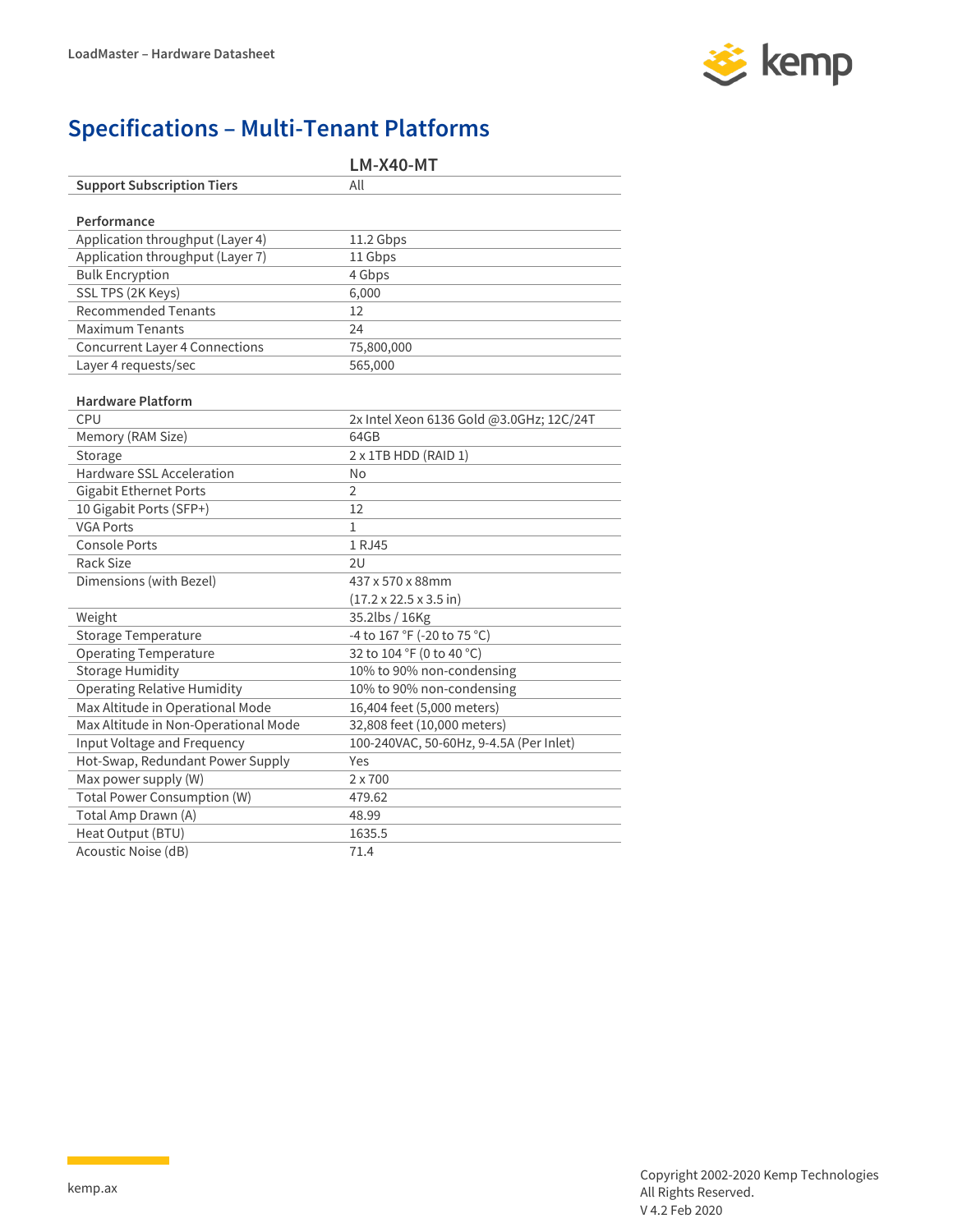# Specifications – Multi-Tenant Platforms

| | LM-X40-MT |
|---|---|
| **Support Subscription Tiers** | All |
| | |
| **Performance** | |
| Application throughput (Layer 4) | 11.2 Gbps |
| Application throughput (Layer 7) | 11 Gbps |
| Bulk Encryption | 4 Gbps |
| SSL TPS (2K Keys) | 6,000 |
| Recommended Tenants | 12 |
| Maximum Tenants | 24 |
| Concurrent Layer 4 Connections | 75,800,000 |
| Layer 4 requests/sec | 565,000 |
| | |
| **Hardware Platform** | |
| CPU | 2x Intel Xeon 6136 Gold @3.0GHz; 12C/24T |
| Memory (RAM Size) | 64GB |
| Storage | 2 x 1TB HDD (RAID 1) |
| Hardware SSL Acceleration | No |
| Gigabit Ethernet Ports | 2 |
| 10 Gigabit Ports (SFP+) | 12 |
| VGA Ports | 1 |
| Console Ports | 1 RJ45 |
| Rack Size | 2U |
| Dimensions (with Bezel) | 437 x 570 x 88mm (17.2 x 22.5 x 3.5 in) |
| Weight | 35.2lbs / 16Kg |
| Storage Temperature | -4 to 167 °F (-20 to 75 °C) |
| Operating Temperature | 32 to 104 °F (0 to 40 °C) |
| Storage Humidity | 10% to 90% non-condensing |
| Operating Relative Humidity | 10% to 90% non-condensing |
| Max Altitude in Operational Mode | 16,404 feet (5,000 meters) |
| Max Altitude in Non-Operational Mode | 32,808 feet (10,000 meters) |
| Input Voltage and Frequency | 100-240VAC, 50-60Hz, 9-4.5A (Per Inlet) |
| Hot-Swap, Redundant Power Supply | Yes |
| Max power supply (W) | 2 x 700 |
| Total Power Consumption (W) | 479.62 |
| Total Amp Drawn (A) | 48.99 |
| Heat Output (BTU) | 1635.5 |
| Acoustic Noise (dB) | 71.4 |

Copyright 2002-2020 Kemp Technologies
All Rights Reserved.
V 4.2 Feb 2020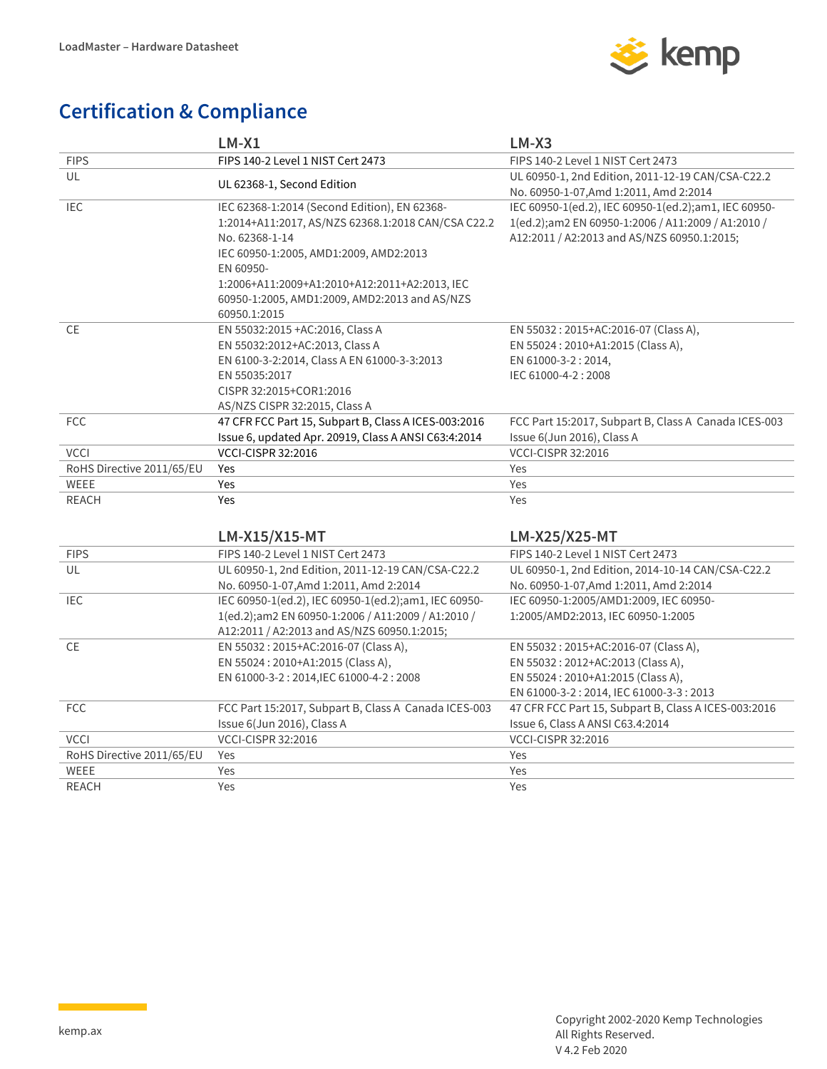## Certification & Compliance

| | LM-X1 | LM-X3 |
|---|---|---|
| FIPS | FIPS 140-2 Level 1 NIST Cert 2473 | FIPS 140-2 Level 1 NIST Cert 2473 |
| UL | UL 62368-1, Second Edition | UL 60950-1, 2nd Edition, 2011-12-19 CAN/CSA-C22.2 No. 60950-1-07,Amd 1:2011, Amd 2:2014 |
| IEC | IEC 62368-1:2014 (Second Edition), EN 62368-1:2014+A11:2017, AS/NZS 62368.1:2018 CAN/CSA C22.2 No. 62368-1-14<br>IEC 60950-1:2005, AMD1:2009, AMD2:2013<br>EN 60950-1:2006+A11:2009+A1:2010+A12:2011+A2:2013, IEC 60950-1:2005, AMD1:2009, AMD2:2013 and AS/NZS 60950.1:2015 | IEC 60950-1(ed.2), IEC 60950-1(ed.2);am1, IEC 60950-1(ed.2);am2 EN 60950-1:2006 / A11:2009 / A1:2010 / A12:2011 / A2:2013 and AS/NZS 60950.1:2015; |
| CE | EN 55032:2015 +AC:2016, Class A<br>EN 55032:2012+AC:2013, Class A<br>EN 6100-3-2:2014, Class A EN 61000-3-3:2013<br>EN 55035:2017<br>CISPR 32:2015+COR1:2016<br>AS/NZS CISPR 32:2015, Class A | EN 55032 : 2015+AC:2016-07 (Class A),<br>EN 55024 : 2010+A1:2015 (Class A),<br>EN 61000-3-2 : 2014,<br>IEC 61000-4-2 : 2008 |
| FCC | 47 CFR FCC Part 15, Subpart B, Class A ICES-003:2016 Issue 6, updated Apr. 20919, Class A ANSI C63:4:2014 | FCC Part 15:2017, Subpart B, Class A Canada ICES-003 Issue 6(Jun 2016), Class A |
| VCCI | VCCI-CISPR 32:2016 | VCCI-CISPR 32:2016 |
| RoHS Directive 2011/65/EU | Yes | Yes |
| WEEE | Yes | Yes |
| REACH | Yes | Yes |

| | LM-X15/X15-MT | LM-X25/X25-MT |
|---|---|---|
| FIPS | FIPS 140-2 Level 1 NIST Cert 2473 | FIPS 140-2 Level 1 NIST Cert 2473 |
| UL | UL 60950-1, 2nd Edition, 2011-12-19 CAN/CSA-C22.2 No. 60950-1-07,Amd 1:2011, Amd 2:2014 | UL 60950-1, 2nd Edition, 2014-10-14 CAN/CSA-C22.2 No. 60950-1-07,Amd 1:2011, Amd 2:2014 |
| IEC | IEC 60950-1(ed.2), IEC 60950-1(ed.2);am1, IEC 60950-1(ed.2);am2 EN 60950-1:2006 / A11:2009 / A1:2010 / A12:2011 / A2:2013 and AS/NZS 60950.1:2015; | IEC 60950-1:2005/AMD1:2009, IEC 60950-1:2005/AMD2:2013, IEC 60950-1:2005 |
| CE | EN 55032 : 2015+AC:2016-07 (Class A),<br>EN 55024 : 2010+A1:2015 (Class A),<br>EN 61000-3-2 : 2014,IEC 61000-4-2 : 2008 | EN 55032 : 2015+AC:2016-07 (Class A),<br>EN 55032 : 2012+AC:2013 (Class A),<br>EN 55024 : 2010+A1:2015 (Class A),<br>EN 61000-3-2 : 2014, IEC 61000-3-3 : 2013 |
| FCC | FCC Part 15:2017, Subpart B, Class A Canada ICES-003 Issue 6(Jun 2016), Class A | 47 CFR FCC Part 15, Subpart B, Class A ICES-003:2016 Issue 6, Class A ANSI C63.4:2014 |
| VCCI | VCCI-CISPR 32:2016 | VCCI-CISPR 32:2016 |
| RoHS Directive 2011/65/EU | Yes | Yes |
| WEEE | Yes | Yes |
| REACH | Yes | Yes |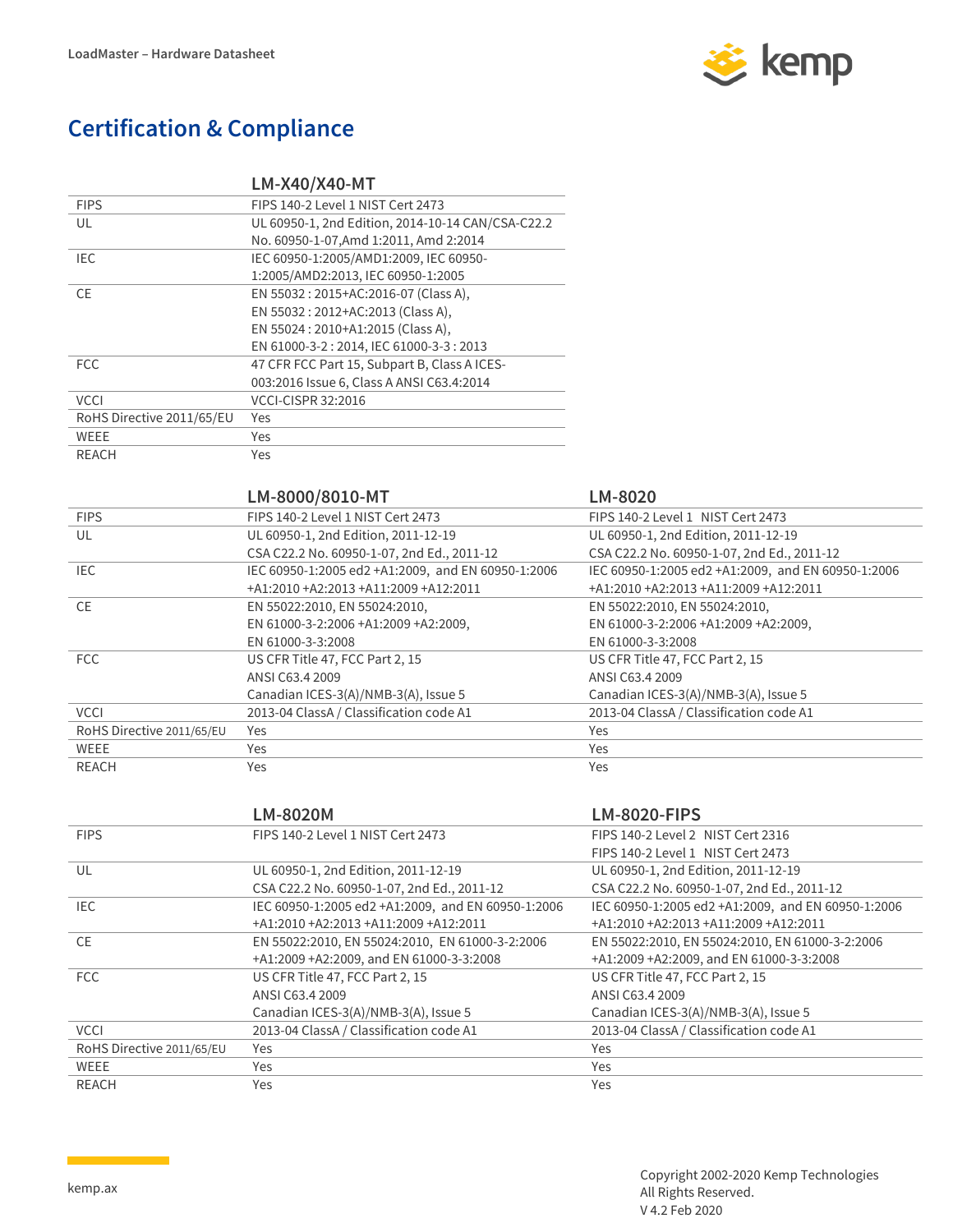## Certification & Compliance

| | LM-X40/X40-MT |
|---|---|
| FIPS | FIPS 140-2 Level 1 NIST Cert 2473 |
| UL | UL 60950-1, 2nd Edition, 2014-10-14 CAN/CSA-C22.2 No. 60950-1-07,Amd 1:2011, Amd 2:2014 |
| IEC | IEC 60950-1:2005/AMD1:2009, IEC 60950-1:2005/AMD2:2013, IEC 60950-1:2005 |
| CE | EN 55032 : 2015+AC:2016-07 (Class A), EN 55032 : 2012+AC:2013 (Class A), EN 55024 : 2010+A1:2015 (Class A), EN 61000-3-2 : 2014, IEC 61000-3-3 : 2013 |
| FCC | 47 CFR FCC Part 15, Subpart B, Class A ICES-003:2016 Issue 6, Class A ANSI C63.4:2014 |
| VCCI | VCCI-CISPR 32:2016 |
| RoHS Directive 2011/65/EU | Yes |
| WEEE | Yes |
| REACH | Yes |

| | LM-8000/8010-MT | LM-8020 |
|---|---|---|
| FIPS | FIPS 140-2 Level 1 NIST Cert 2473 | FIPS 140-2 Level 1 NIST Cert 2473 |
| UL | UL 60950-1, 2nd Edition, 2011-12-19 CSA C22.2 No. 60950-1-07, 2nd Ed., 2011-12 | UL 60950-1, 2nd Edition, 2011-12-19 CSA C22.2 No. 60950-1-07, 2nd Ed., 2011-12 |
| IEC | IEC 60950-1:2005 ed2 +A1:2009, and EN 60950-1:2006 +A1:2010 +A2:2013 +A11:2009 +A12:2011 | IEC 60950-1:2005 ed2 +A1:2009, and EN 60950-1:2006 +A1:2010 +A2:2013 +A11:2009 +A12:2011 |
| CE | EN 55022:2010, EN 55024:2010, EN 61000-3-2:2006 +A1:2009 +A2:2009, EN 61000-3-3:2008 | EN 55022:2010, EN 55024:2010, EN 61000-3-2:2006 +A1:2009 +A2:2009, EN 61000-3-3:2008 |
| FCC | US CFR Title 47, FCC Part 2, 15 ANSI C63.4 2009 Canadian ICES-3(A)/NMB-3(A), Issue 5 | US CFR Title 47, FCC Part 2, 15 ANSI C63.4 2009 Canadian ICES-3(A)/NMB-3(A), Issue 5 |
| VCCI | 2013-04 ClassA / Classification code A1 | 2013-04 ClassA / Classification code A1 |
| RoHS Directive 2011/65/EU | Yes | Yes |
| WEEE | Yes | Yes |
| REACH | Yes | Yes |

| | LM-8020M | LM-8020-FIPS |
|---|---|---|
| FIPS | FIPS 140-2 Level 1 NIST Cert 2473 | FIPS 140-2 Level 2 NIST Cert 2316 FIPS 140-2 Level 1 NIST Cert 2473 |
| UL | UL 60950-1, 2nd Edition, 2011-12-19 CSA C22.2 No. 60950-1-07, 2nd Ed., 2011-12 | UL 60950-1, 2nd Edition, 2011-12-19 CSA C22.2 No. 60950-1-07, 2nd Ed., 2011-12 |
| IEC | IEC 60950-1:2005 ed2 +A1:2009, and EN 60950-1:2006 +A1:2010 +A2:2013 +A11:2009 +A12:2011 | IEC 60950-1:2005 ed2 +A1:2009, and EN 60950-1:2006 +A1:2010 +A2:2013 +A11:2009 +A12:2011 |
| CE | EN 55022:2010, EN 55024:2010, EN 61000-3-2:2006 +A1:2009 +A2:2009, and EN 61000-3-3:2008 | EN 55022:2010, EN 55024:2010, EN 61000-3-2:2006 +A1:2009 +A2:2009, and EN 61000-3-3:2008 |
| FCC | US CFR Title 47, FCC Part 2, 15 ANSI C63.4 2009 Canadian ICES-3(A)/NMB-3(A), Issue 5 | US CFR Title 47, FCC Part 2, 15 ANSI C63.4 2009 Canadian ICES-3(A)/NMB-3(A), Issue 5 |
| VCCI | 2013-04 ClassA / Classification code A1 | 2013-04 ClassA / Classification code A1 |
| RoHS Directive 2011/65/EU | Yes | Yes |
| WEEE | Yes | Yes |
| REACH | Yes | Yes |

kemp.ax

Copyright 2002-2020 Kemp Technologies
All Rights Reserved.
V 4.2 Feb 2020